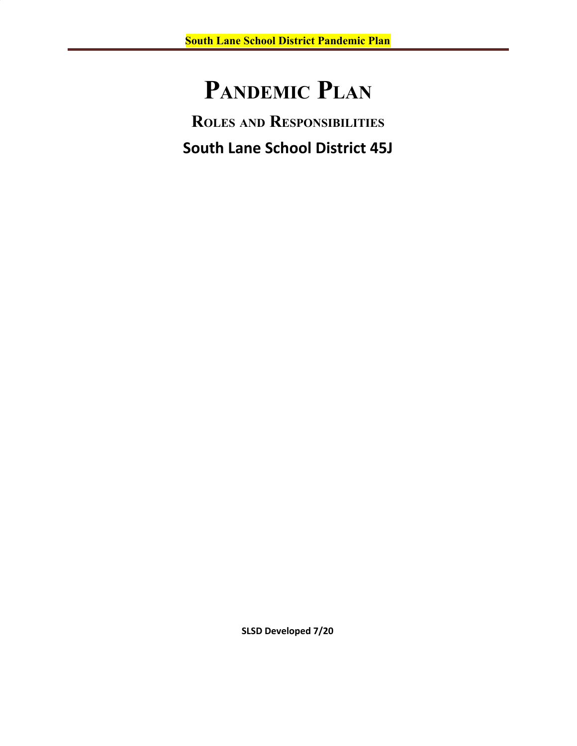# Pandemic Plan

## Roles and Responsibilities

## South Lane School District 45J

**SLSD Developed 7/20**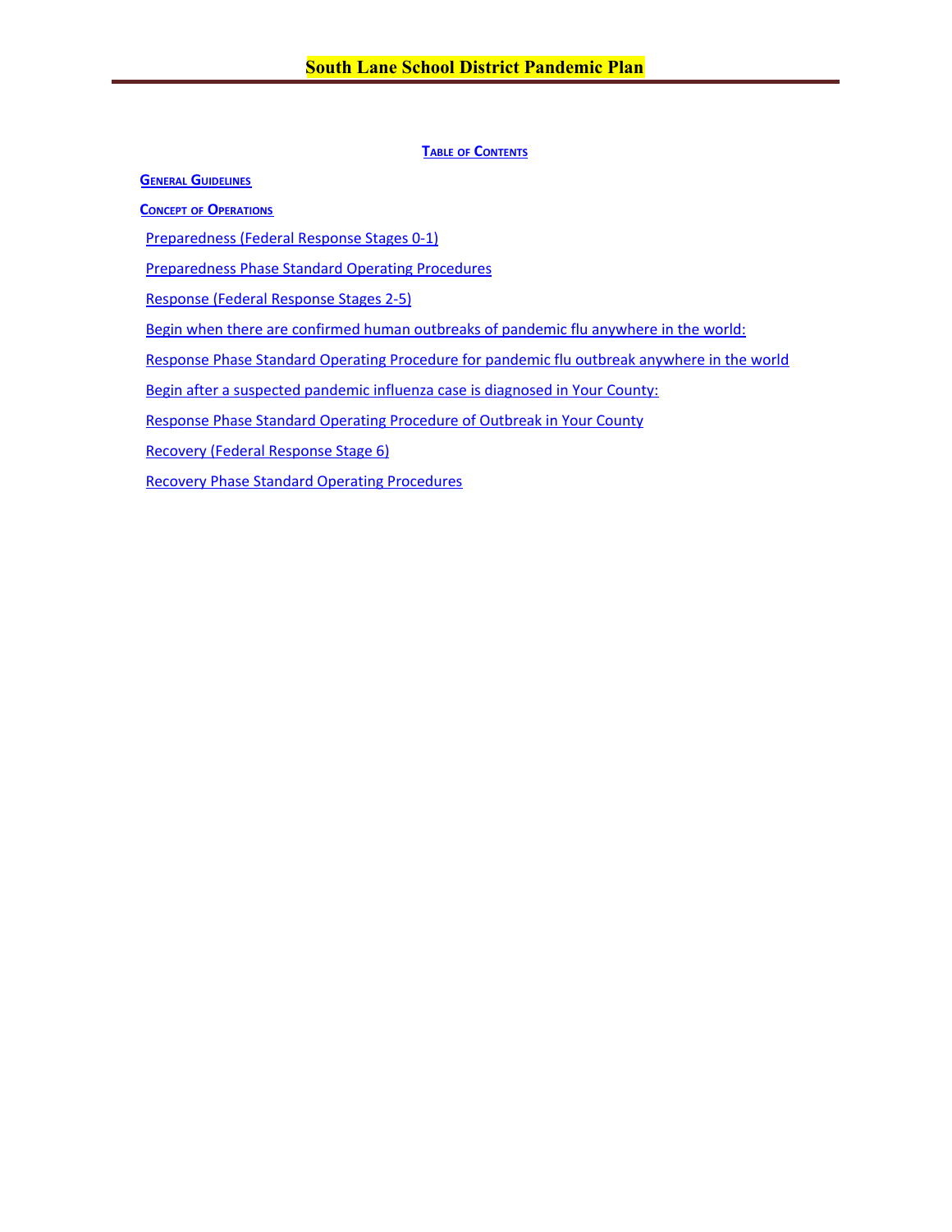# South Lane School District Pandemic Plan

**TABLE OF CONTENTS**

**GENERAL GUIDELINES**

**CONCEPT OF OPERATIONS**

- Preparedness (Federal Response Stages 0-1)
- Preparedness Phase Standard Operating Procedures
- Response (Federal Response Stages 2-5)
- Begin when there are confirmed human outbreaks of pandemic flu anywhere in the world:
- Response Phase Standard Operating Procedure for pandemic flu outbreak anywhere in the world
- Begin after a suspected pandemic influenza case is diagnosed in Your County:
- Response Phase Standard Operating Procedure of Outbreak in Your County
- Recovery (Federal Response Stage 6)
- Recovery Phase Standard Operating Procedures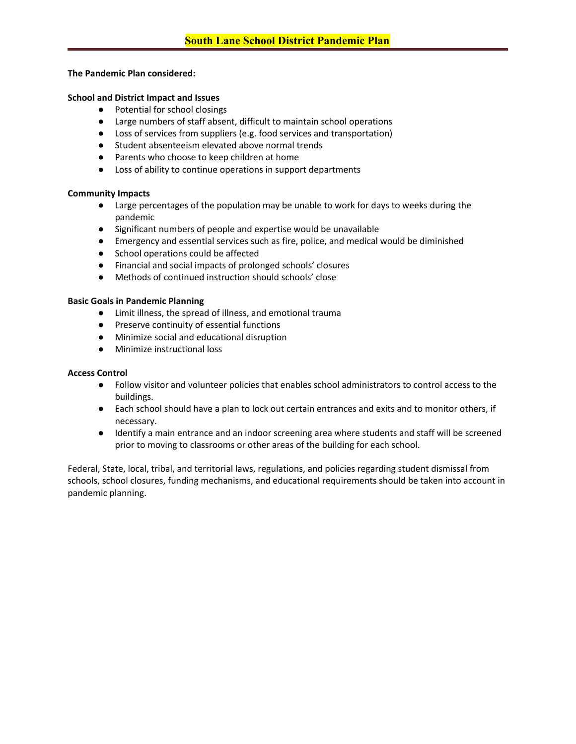# South Lane School District Pandemic Plan

**The Pandemic Plan considered:**

**School and District Impact and Issues**

- Potential for school closings
- Large numbers of staff absent, difficult to maintain school operations
- Loss of services from suppliers (e.g. food services and transportation)
- Student absenteeism elevated above normal trends
- Parents who choose to keep children at home
- Loss of ability to continue operations in support departments

**Community Impacts**

- Large percentages of the population may be unable to work for days to weeks during the pandemic
- Significant numbers of people and expertise would be unavailable
- Emergency and essential services such as fire, police, and medical would be diminished
- School operations could be affected
- Financial and social impacts of prolonged schools' closures
- Methods of continued instruction should schools' close

**Basic Goals in Pandemic Planning**

- Limit illness, the spread of illness, and emotional trauma
- Preserve continuity of essential functions
- Minimize social and educational disruption
- Minimize instructional loss

**Access Control**

- Follow visitor and volunteer policies that enables school administrators to control access to the buildings.
- Each school should have a plan to lock out certain entrances and exits and to monitor others, if necessary.
- Identify a main entrance and an indoor screening area where students and staff will be screened prior to moving to classrooms or other areas of the building for each school.

Federal, State, local, tribal, and territorial laws, regulations, and policies regarding student dismissal from schools, school closures, funding mechanisms, and educational requirements should be taken into account in pandemic planning.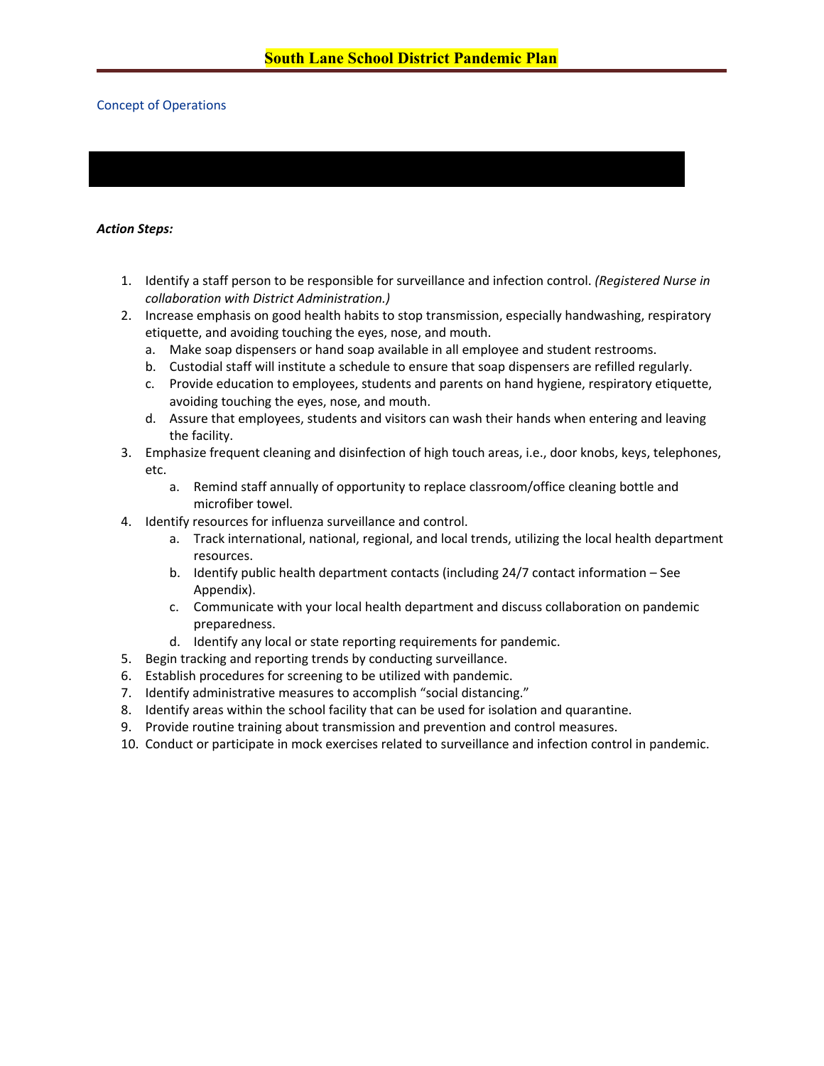Concept of Operations

***Action Steps:***

1. Identify a staff person to be responsible for surveillance and infection control. *(Registered Nurse in collaboration with District Administration.)*
2. Increase emphasis on good health habits to stop transmission, especially handwashing, respiratory etiquette, and avoiding touching the eyes, nose, and mouth.
   a. Make soap dispensers or hand soap available in all employee and student restrooms.
   b. Custodial staff will institute a schedule to ensure that soap dispensers are refilled regularly.
   c. Provide education to employees, students and parents on hand hygiene, respiratory etiquette, avoiding touching the eyes, nose, and mouth.
   d. Assure that employees, students and visitors can wash their hands when entering and leaving the facility.
3. Emphasize frequent cleaning and disinfection of high touch areas, i.e., door knobs, keys, telephones, etc.
   a. Remind staff annually of opportunity to replace classroom/office cleaning bottle and microfiber towel.
4. Identify resources for influenza surveillance and control.
   a. Track international, national, regional, and local trends, utilizing the local health department resources.
   b. Identify public health department contacts (including 24/7 contact information – See Appendix).
   c. Communicate with your local health department and discuss collaboration on pandemic preparedness.
   d. Identify any local or state reporting requirements for pandemic.
5. Begin tracking and reporting trends by conducting surveillance.
6. Establish procedures for screening to be utilized with pandemic.
7. Identify administrative measures to accomplish "social distancing."
8. Identify areas within the school facility that can be used for isolation and quarantine.
9. Provide routine training about transmission and prevention and control measures.
10. Conduct or participate in mock exercises related to surveillance and infection control in pandemic.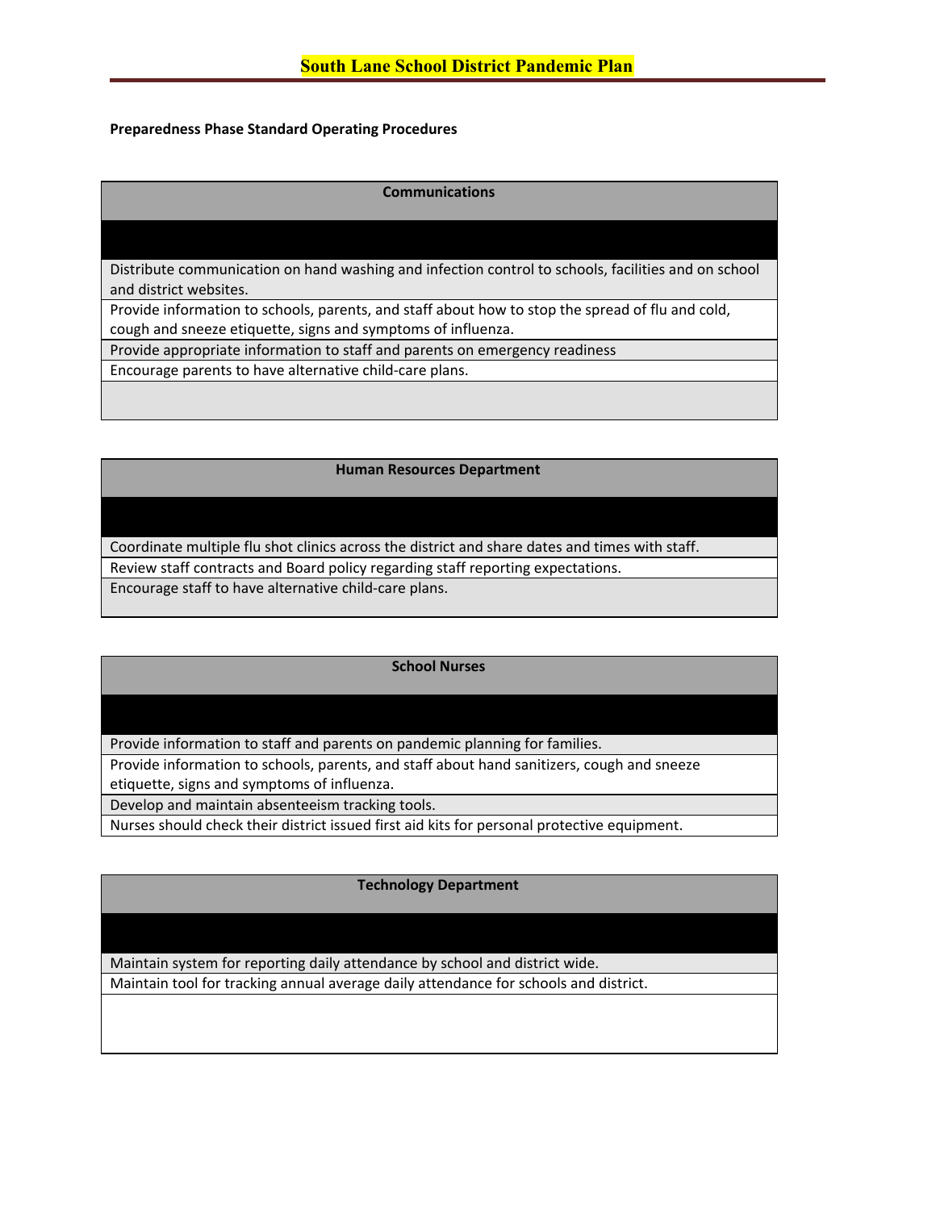## South Lane School District Pandemic Plan

**Preparedness Phase Standard Operating Procedures**

| Communications |
|---|
| |
| Distribute communication on hand washing and infection control to schools, facilities and on school and district websites. |
| Provide information to schools, parents, and staff about how to stop the spread of flu and cold, cough and sneeze etiquette, signs and symptoms of influenza. |
| Provide appropriate information to staff and parents on emergency readiness |
| Encourage parents to have alternative child-care plans. |
| |

| Human Resources Department |
|---|
| |
| Coordinate multiple flu shot clinics across the district and share dates and times with staff. |
| Review staff contracts and Board policy regarding staff reporting expectations. |
| Encourage staff to have alternative child-care plans. |

| School Nurses |
|---|
| |
| Provide information to staff and parents on pandemic planning for families. |
| Provide information to schools, parents, and staff about hand sanitizers, cough and sneeze etiquette, signs and symptoms of influenza. |
| Develop and maintain absenteeism tracking tools. |
| Nurses should check their district issued first aid kits for personal protective equipment. |

| Technology Department |
|---|
| |
| Maintain system for reporting daily attendance by school and district wide. |
| Maintain tool for tracking annual average daily attendance for schools and district. |
| |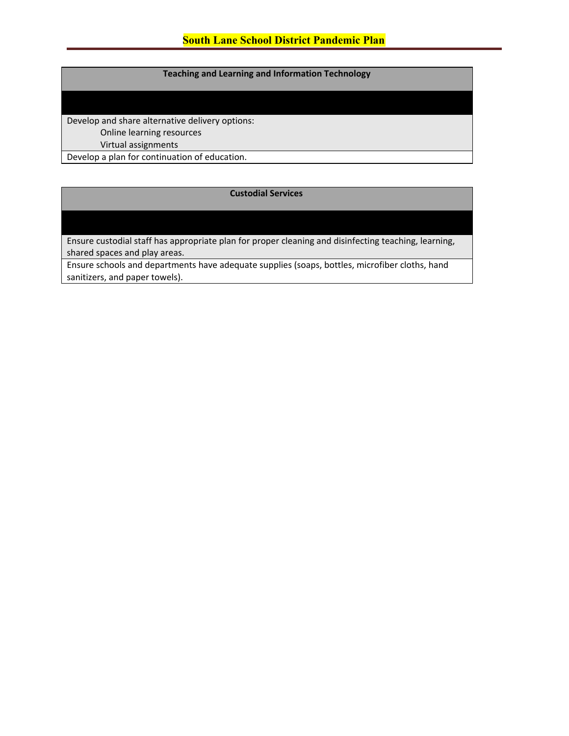# South Lane School District Pandemic Plan

| Teaching and Learning and Information Technology |
| --- |
| |
| Develop and share alternative delivery options:<br>Online learning resources<br>Virtual assignments |
| Develop a plan for continuation of education. |

| Custodial Services |
| --- |
| |
| Ensure custodial staff has appropriate plan for proper cleaning and disinfecting teaching, learning, shared spaces and play areas. |
| Ensure schools and departments have adequate supplies (soaps, bottles, microfiber cloths, hand sanitizers, and paper towels). |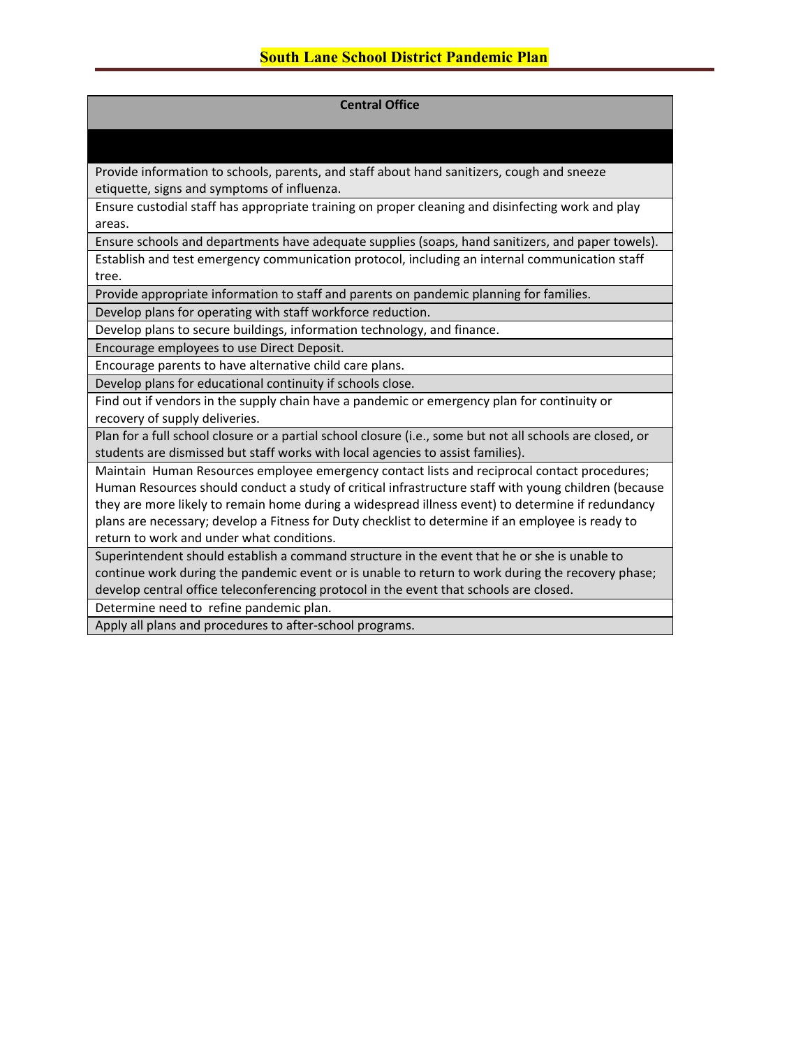# South Lane School District Pandemic Plan

| Central Office |
| --- |
| |
| Provide information to schools, parents, and staff about hand sanitizers, cough and sneeze etiquette, signs and symptoms of influenza. |
| Ensure custodial staff has appropriate training on proper cleaning and disinfecting work and play areas. |
| Ensure schools and departments have adequate supplies (soaps, hand sanitizers, and paper towels). |
| Establish and test emergency communication protocol, including an internal communication staff tree. |
| Provide appropriate information to staff and parents on pandemic planning for families. |
| Develop plans for operating with staff workforce reduction. |
| Develop plans to secure buildings, information technology, and finance. |
| Encourage employees to use Direct Deposit. |
| Encourage parents to have alternative child care plans. |
| Develop plans for educational continuity if schools close. |
| Find out if vendors in the supply chain have a pandemic or emergency plan for continuity or recovery of supply deliveries. |
| Plan for a full school closure or a partial school closure (i.e., some but not all schools are closed, or students are dismissed but staff works with local agencies to assist families). |
| Maintain Human Resources employee emergency contact lists and reciprocal contact procedures; Human Resources should conduct a study of critical infrastructure staff with young children (because they are more likely to remain home during a widespread illness event) to determine if redundancy plans are necessary; develop a Fitness for Duty checklist to determine if an employee is ready to return to work and under what conditions. |
| Superintendent should establish a command structure in the event that he or she is unable to continue work during the pandemic event or is unable to return to work during the recovery phase; develop central office teleconferencing protocol in the event that schools are closed. |
| Determine need to refine pandemic plan. |
| Apply all plans and procedures to after-school programs. |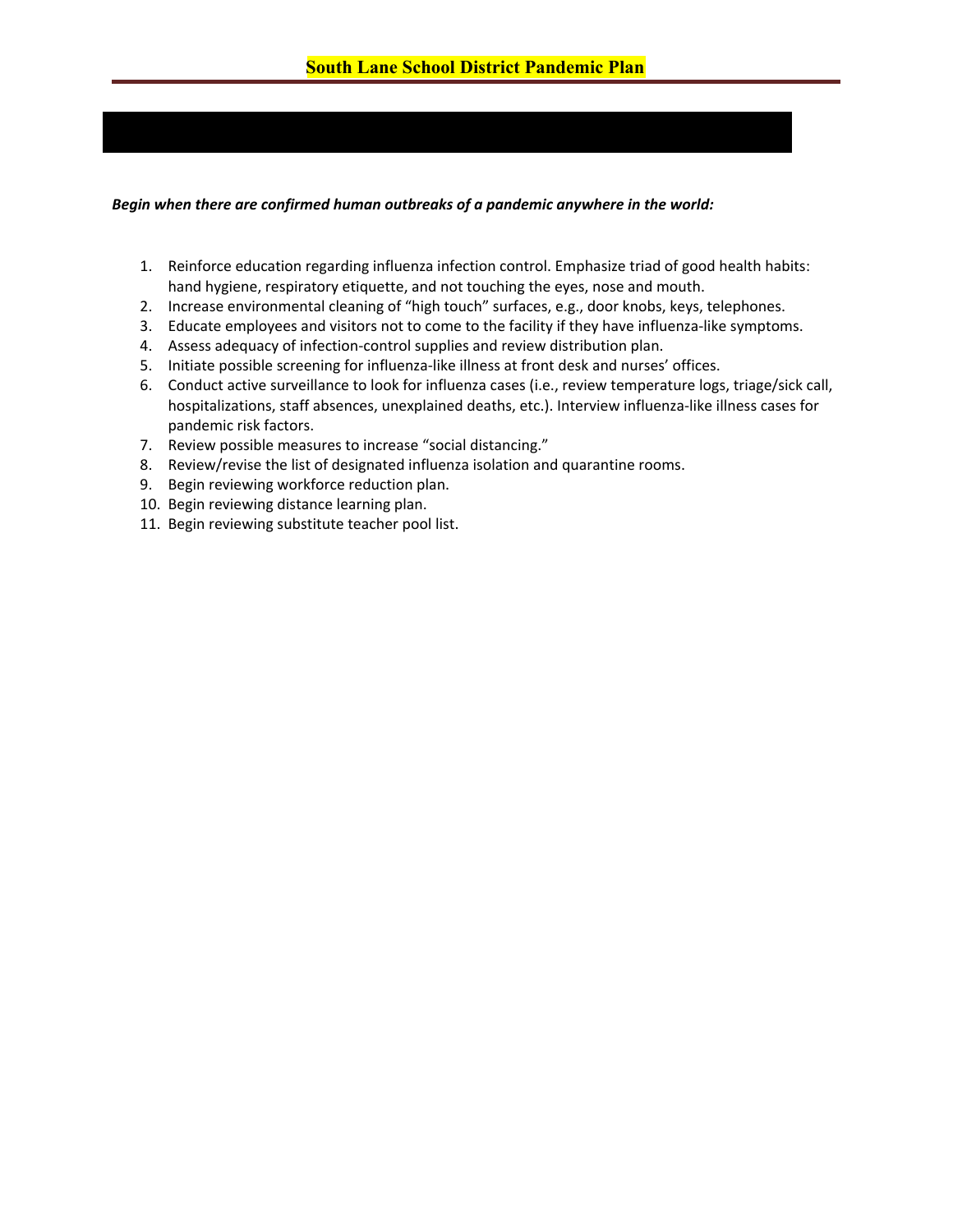***Begin when there are confirmed human outbreaks of a pandemic anywhere in the world:***

1. Reinforce education regarding influenza infection control. Emphasize triad of good health habits: hand hygiene, respiratory etiquette, and not touching the eyes, nose and mouth.
2. Increase environmental cleaning of "high touch" surfaces, e.g., door knobs, keys, telephones.
3. Educate employees and visitors not to come to the facility if they have influenza-like symptoms.
4. Assess adequacy of infection-control supplies and review distribution plan.
5. Initiate possible screening for influenza-like illness at front desk and nurses' offices.
6. Conduct active surveillance to look for influenza cases (i.e., review temperature logs, triage/sick call, hospitalizations, staff absences, unexplained deaths, etc.). Interview influenza-like illness cases for pandemic risk factors.
7. Review possible measures to increase "social distancing."
8. Review/revise the list of designated influenza isolation and quarantine rooms.
9. Begin reviewing workforce reduction plan.
10. Begin reviewing distance learning plan.
11. Begin reviewing substitute teacher pool list.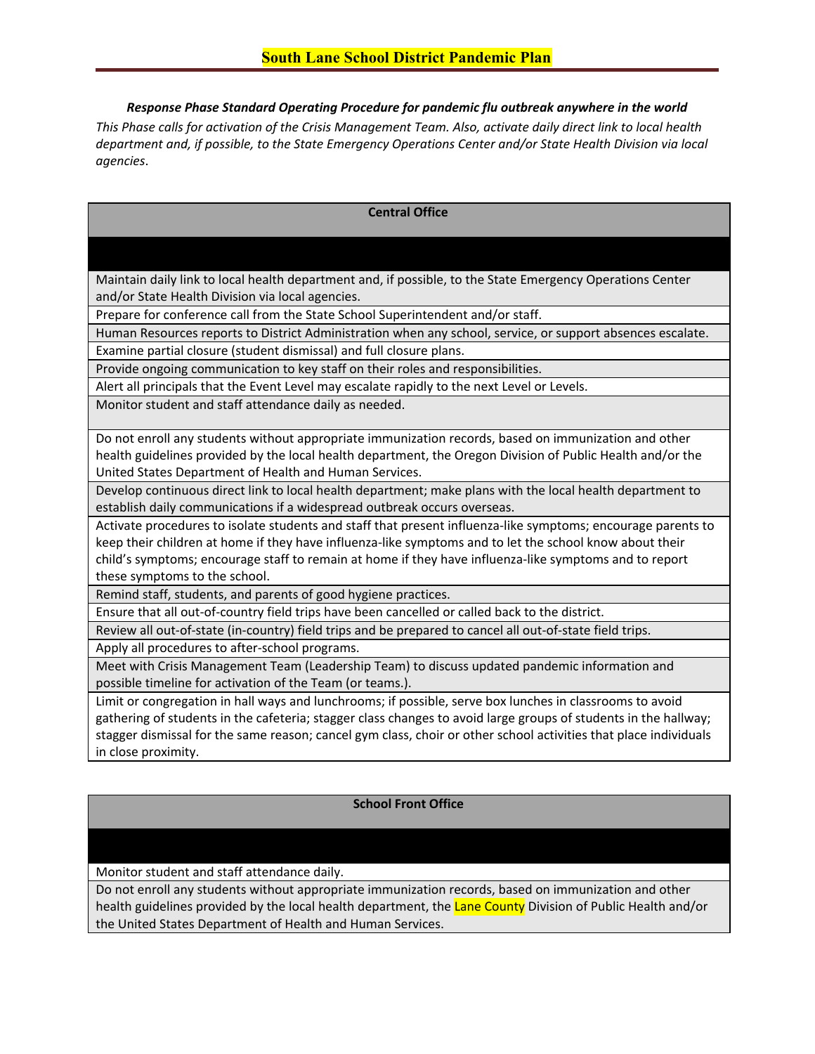# South Lane School District Pandemic Plan

***Response Phase Standard Operating Procedure for pandemic flu outbreak anywhere in the world***

*This Phase calls for activation of the Crisis Management Team. Also, activate daily direct link to local health department and, if possible, to the State Emergency Operations Center and/or State Health Division via local agencies.*

| **Central Office** |
|---|
| |
| Maintain daily link to local health department and, if possible, to the State Emergency Operations Center and/or State Health Division via local agencies. |
| Prepare for conference call from the State School Superintendent and/or staff. |
| Human Resources reports to District Administration when any school, service, or support absences escalate. |
| Examine partial closure (student dismissal) and full closure plans. |
| Provide ongoing communication to key staff on their roles and responsibilities. |
| Alert all principals that the Event Level may escalate rapidly to the next Level or Levels. |
| Monitor student and staff attendance daily as needed. |
| Do not enroll any students without appropriate immunization records, based on immunization and other health guidelines provided by the local health department, the Oregon Division of Public Health and/or the United States Department of Health and Human Services. |
| Develop continuous direct link to local health department; make plans with the local health department to establish daily communications if a widespread outbreak occurs overseas. |
| Activate procedures to isolate students and staff that present influenza-like symptoms; encourage parents to keep their children at home if they have influenza-like symptoms and to let the school know about their child's symptoms; encourage staff to remain at home if they have influenza-like symptoms and to report these symptoms to the school. |
| Remind staff, students, and parents of good hygiene practices. |
| Ensure that all out-of-country field trips have been cancelled or called back to the district. |
| Review all out-of-state (in-country) field trips and be prepared to cancel all out-of-state field trips. |
| Apply all procedures to after-school programs. |
| Meet with Crisis Management Team (Leadership Team) to discuss updated pandemic information and possible timeline for activation of the Team (or teams.). |
| Limit or congregation in hall ways and lunchrooms; if possible, serve box lunches in classrooms to avoid gathering of students in the cafeteria; stagger class changes to avoid large groups of students in the hallway; stagger dismissal for the same reason; cancel gym class, choir or other school activities that place individuals in close proximity. |

| **School Front Office** |
|---|
| |
| Monitor student and staff attendance daily. |
| Do not enroll any students without appropriate immunization records, based on immunization and other health guidelines provided by the local health department, the Lane County Division of Public Health and/or the United States Department of Health and Human Services. |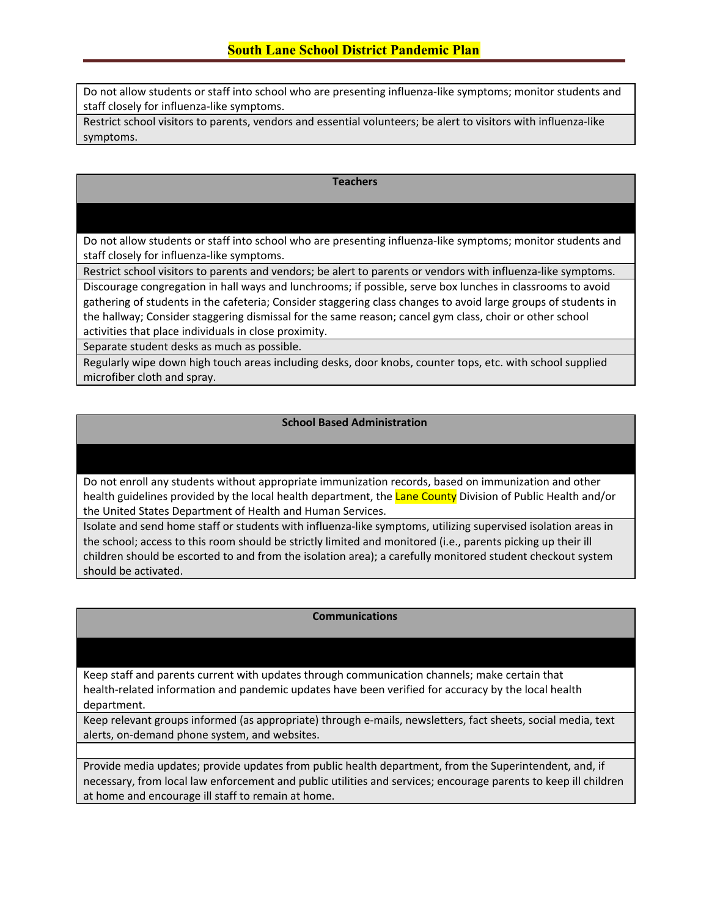| |
|---|
| Do not allow students or staff into school who are presenting influenza-like symptoms; monitor students and staff closely for influenza-like symptoms. |
| Restrict school visitors to parents, vendors and essential volunteers; be alert to visitors with influenza-like symptoms. |

| Teachers |
|---|
| |
| Do not allow students or staff into school who are presenting influenza-like symptoms; monitor students and staff closely for influenza-like symptoms. |
| Restrict school visitors to parents and vendors; be alert to parents or vendors with influenza-like symptoms. |
| Discourage congregation in hall ways and lunchrooms; if possible, serve box lunches in classrooms to avoid gathering of students in the cafeteria; Consider staggering class changes to avoid large groups of students in the hallway; Consider staggering dismissal for the same reason; cancel gym class, choir or other school activities that place individuals in close proximity. |
| Separate student desks as much as possible. |
| Regularly wipe down high touch areas including desks, door knobs, counter tops, etc. with school supplied microfiber cloth and spray. |

| School Based Administration |
|---|
| |
| Do not enroll any students without appropriate immunization records, based on immunization and other health guidelines provided by the local health department, the Lane County Division of Public Health and/or the United States Department of Health and Human Services. |
| Isolate and send home staff or students with influenza-like symptoms, utilizing supervised isolation areas in the school; access to this room should be strictly limited and monitored (i.e., parents picking up their ill children should be escorted to and from the isolation area); a carefully monitored student checkout system should be activated. |

| Communications |
|---|
| |
| Keep staff and parents current with updates through communication channels; make certain that health-related information and pandemic updates have been verified for accuracy by the local health department. |
| Keep relevant groups informed (as appropriate) through e-mails, newsletters, fact sheets, social media, text alerts, on-demand phone system, and websites. |
| |
| Provide media updates; provide updates from public health department, from the Superintendent, and, if necessary, from local law enforcement and public utilities and services; encourage parents to keep ill children at home and encourage ill staff to remain at home. |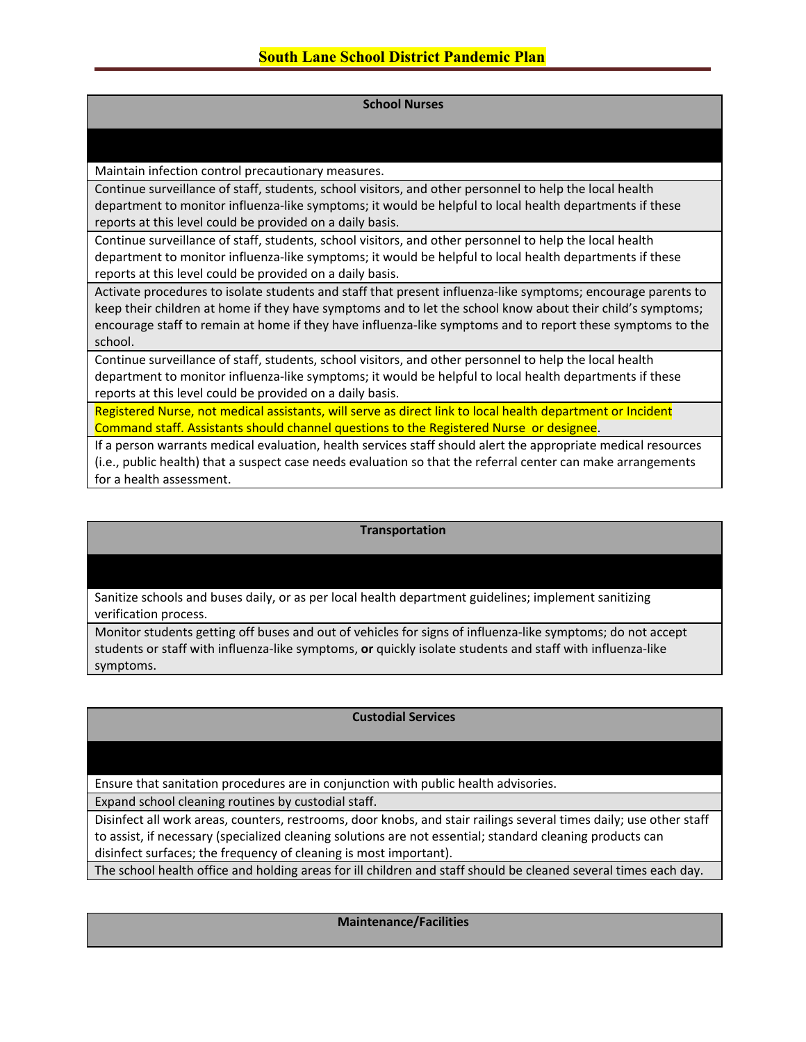| School Nurses |
|---|
| |
| Maintain infection control precautionary measures. |
| Continue surveillance of staff, students, school visitors, and other personnel to help the local health department to monitor influenza-like symptoms; it would be helpful to local health departments if these reports at this level could be provided on a daily basis. |
| Continue surveillance of staff, students, school visitors, and other personnel to help the local health department to monitor influenza-like symptoms; it would be helpful to local health departments if these reports at this level could be provided on a daily basis. |
| Activate procedures to isolate students and staff that present influenza-like symptoms; encourage parents to keep their children at home if they have symptoms and to let the school know about their child's symptoms; encourage staff to remain at home if they have influenza-like symptoms and to report these symptoms to the school. |
| Continue surveillance of staff, students, school visitors, and other personnel to help the local health department to monitor influenza-like symptoms; it would be helpful to local health departments if these reports at this level could be provided on a daily basis. |
| Registered Nurse, not medical assistants, will serve as direct link to local health department or Incident Command staff. Assistants should channel questions to the Registered Nurse or designee. |
| If a person warrants medical evaluation, health services staff should alert the appropriate medical resources (i.e., public health) that a suspect case needs evaluation so that the referral center can make arrangements for a health assessment. |

| Transportation |
|---|
| |
| Sanitize schools and buses daily, or as per local health department guidelines; implement sanitizing verification process. |
| Monitor students getting off buses and out of vehicles for signs of influenza-like symptoms; do not accept students or staff with influenza-like symptoms, **or** quickly isolate students and staff with influenza-like symptoms. |

| Custodial Services |
|---|
| |
| Ensure that sanitation procedures are in conjunction with public health advisories. |
| Expand school cleaning routines by custodial staff. |
| Disinfect all work areas, counters, restrooms, door knobs, and stair railings several times daily; use other staff to assist, if necessary (specialized cleaning solutions are not essential; standard cleaning products can disinfect surfaces; the frequency of cleaning is most important). |
| The school health office and holding areas for ill children and staff should be cleaned several times each day. |

| Maintenance/Facilities |
|---|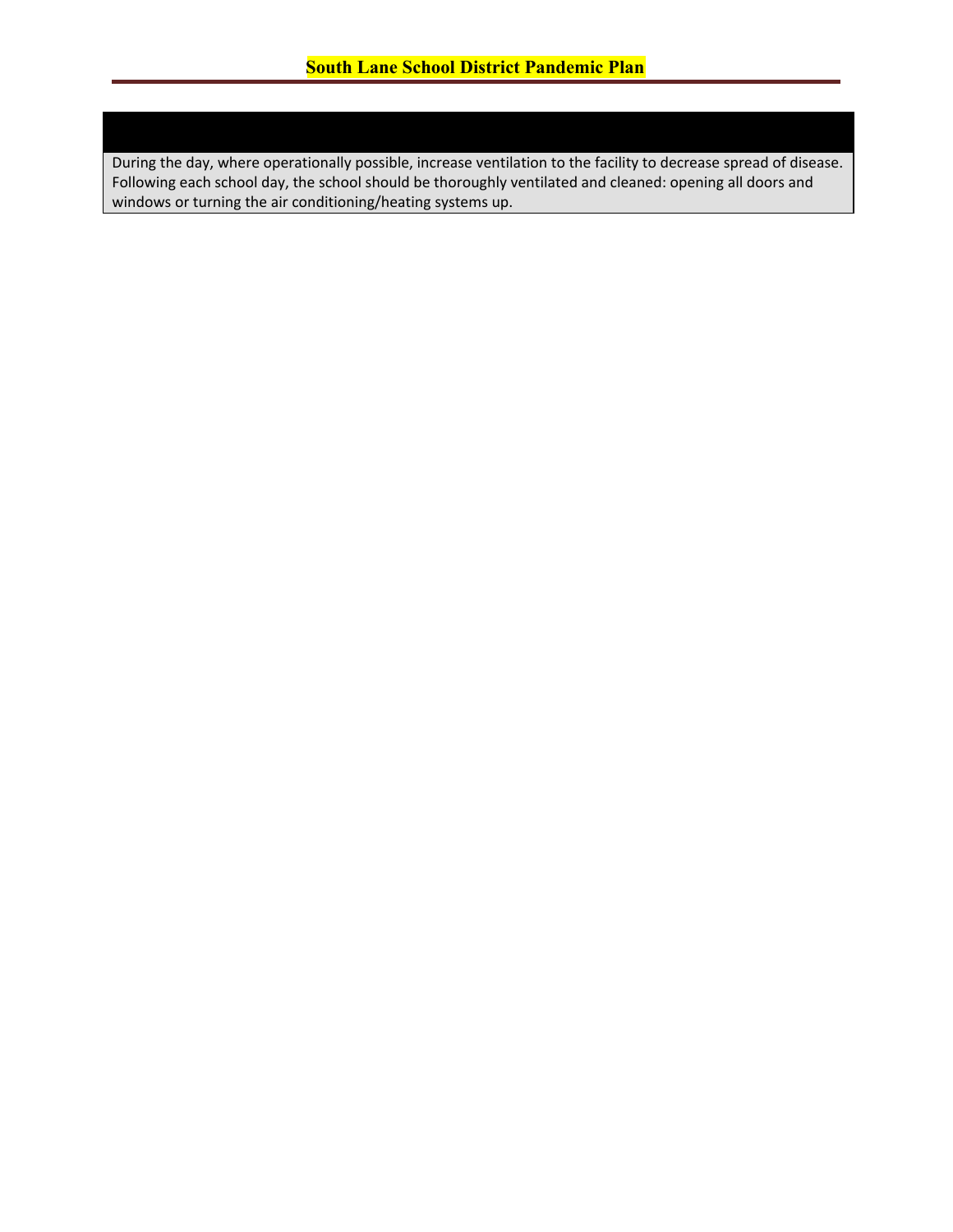During the day, where operationally possible, increase ventilation to the facility to decrease spread of disease. Following each school day, the school should be thoroughly ventilated and cleaned: opening all doors and windows or turning the air conditioning/heating systems up.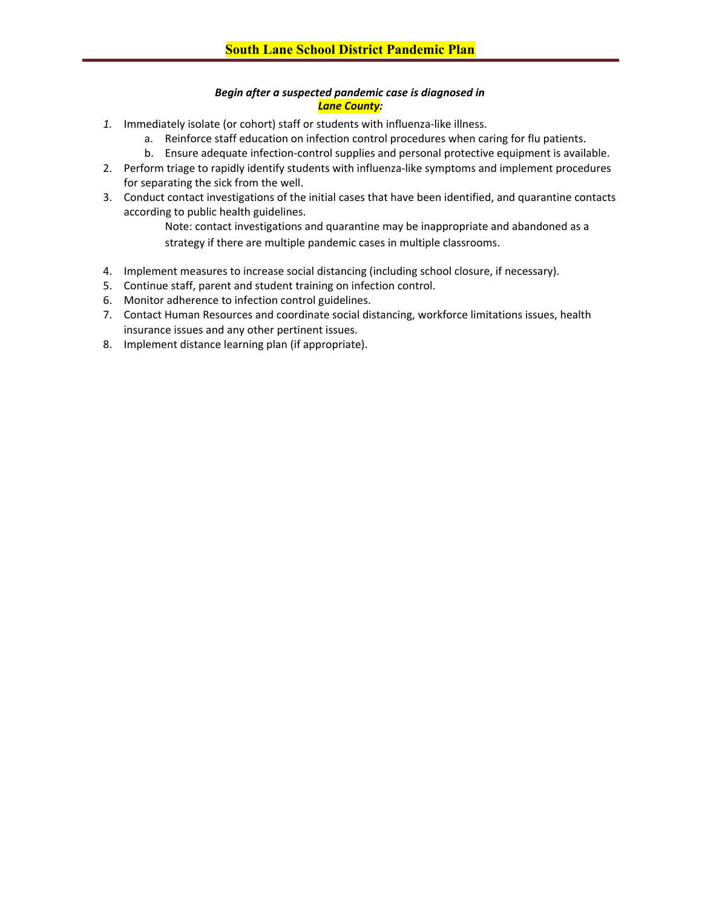# South Lane School District Pandemic Plan

***Begin after a suspected pandemic case is diagnosed in Lane County:***

1. Immediately isolate (or cohort) staff or students with influenza-like illness.
   a. Reinforce staff education on infection control procedures when caring for flu patients.
   b. Ensure adequate infection-control supplies and personal protective equipment is available.
2. Perform triage to rapidly identify students with influenza-like symptoms and implement procedures for separating the sick from the well.
3. Conduct contact investigations of the initial cases that have been identified, and quarantine contacts according to public health guidelines.

   Note: contact investigations and quarantine may be inappropriate and abandoned as a strategy if there are multiple pandemic cases in multiple classrooms.

4. Implement measures to increase social distancing (including school closure, if necessary).
5. Continue staff, parent and student training on infection control.
6. Monitor adherence to infection control guidelines.
7. Contact Human Resources and coordinate social distancing, workforce limitations issues, health insurance issues and any other pertinent issues.
8. Implement distance learning plan (if appropriate).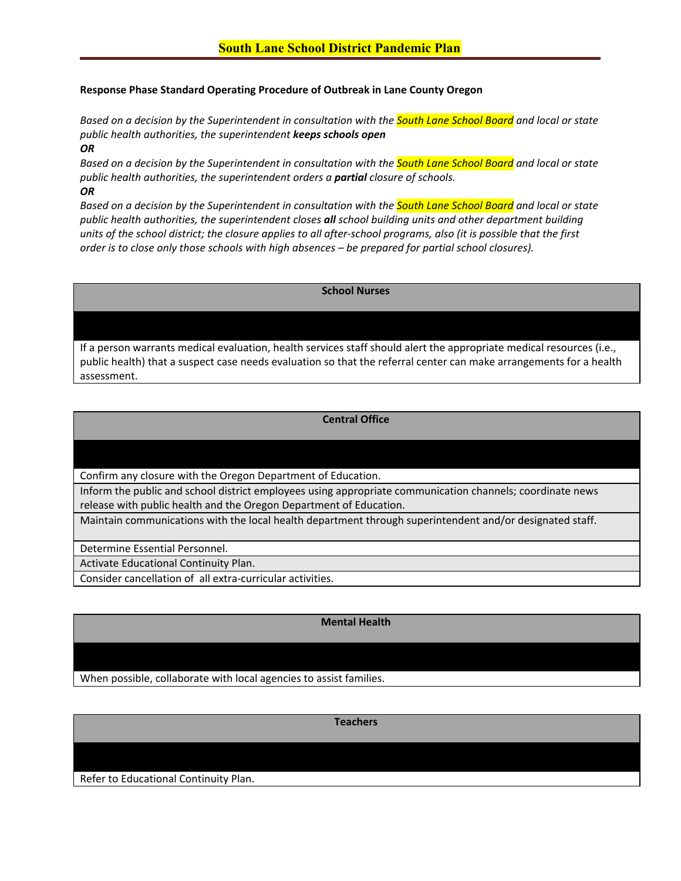## South Lane School District Pandemic Plan

**Response Phase Standard Operating Procedure of Outbreak in Lane County Oregon**

*Based on a decision by the Superintendent in consultation with the South Lane School Board and local or state public health authorities, the superintendent **keeps schools open***

***OR***

*Based on a decision by the Superintendent in consultation with the South Lane School Board and local or state public health authorities, the superintendent orders a **partial** closure of schools.*

***OR***

*Based on a decision by the Superintendent in consultation with the South Lane School Board and local or state public health authorities, the superintendent closes **all** school building units and other department building units of the school district; the closure applies to all after-school programs, also (it is possible that the first order is to close only those schools with high absences – be prepared for partial school closures).*

| School Nurses |
|---|
| |
| If a person warrants medical evaluation, health services staff should alert the appropriate medical resources (i.e., public health) that a suspect case needs evaluation so that the referral center can make arrangements for a health assessment. |

| Central Office |
|---|
| |
| Confirm any closure with the Oregon Department of Education. |
| Inform the public and school district employees using appropriate communication channels; coordinate news release with public health and the Oregon Department of Education. |
| Maintain communications with the local health department through superintendent and/or designated staff. |
| Determine Essential Personnel. |
| Activate Educational Continuity Plan. |
| Consider cancellation of all extra-curricular activities. |

| Mental Health |
|---|
| |
| When possible, collaborate with local agencies to assist families. |

| Teachers |
|---|
| |
| Refer to Educational Continuity Plan. |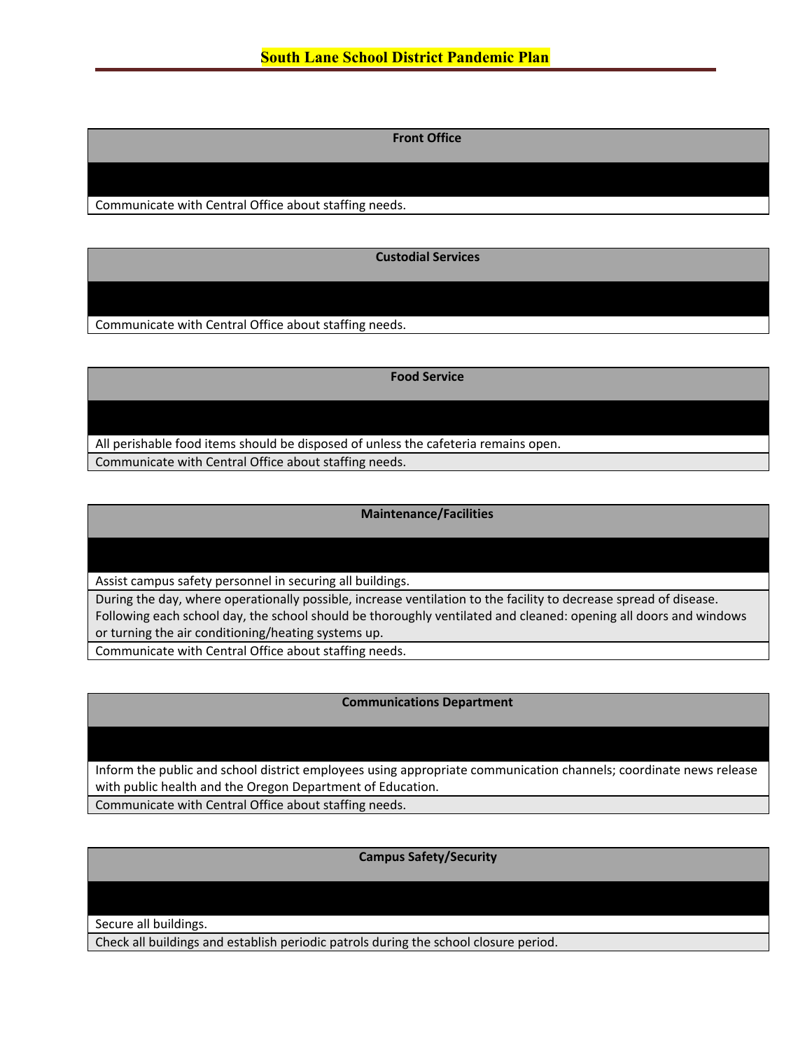# South Lane School District Pandemic Plan

| Front Office |
| --- |
| |
| Communicate with Central Office about staffing needs. |

| Custodial Services |
| --- |
| |
| Communicate with Central Office about staffing needs. |

| Food Service |
| --- |
| |
| All perishable food items should be disposed of unless the cafeteria remains open. |
| Communicate with Central Office about staffing needs. |

| Maintenance/Facilities |
| --- |
| |
| Assist campus safety personnel in securing all buildings. |
| During the day, where operationally possible, increase ventilation to the facility to decrease spread of disease. Following each school day, the school should be thoroughly ventilated and cleaned: opening all doors and windows or turning the air conditioning/heating systems up. |
| Communicate with Central Office about staffing needs. |

| Communications Department |
| --- |
| |
| Inform the public and school district employees using appropriate communication channels; coordinate news release with public health and the Oregon Department of Education. |
| Communicate with Central Office about staffing needs. |

| Campus Safety/Security |
| --- |
| |
| Secure all buildings. |
| Check all buildings and establish periodic patrols during the school closure period. |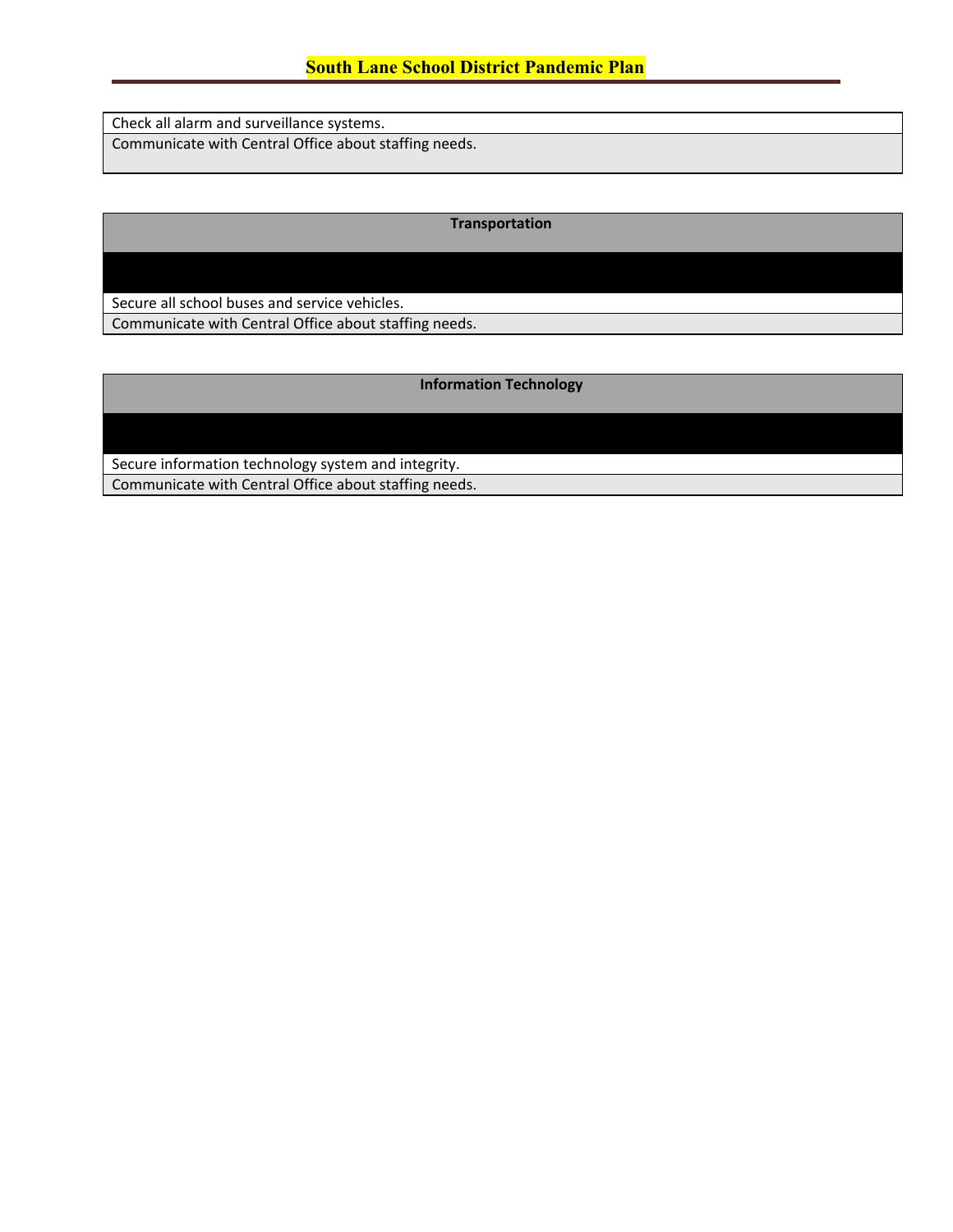| Check all alarm and surveillance systems. |
| --- |
| Communicate with Central Office about staffing needs. |

| Transportation |
| --- |
| |
| Secure all school buses and service vehicles. |
| Communicate with Central Office about staffing needs. |

| Information Technology |
| --- |
| |
| Secure information technology system and integrity. |
| Communicate with Central Office about staffing needs. |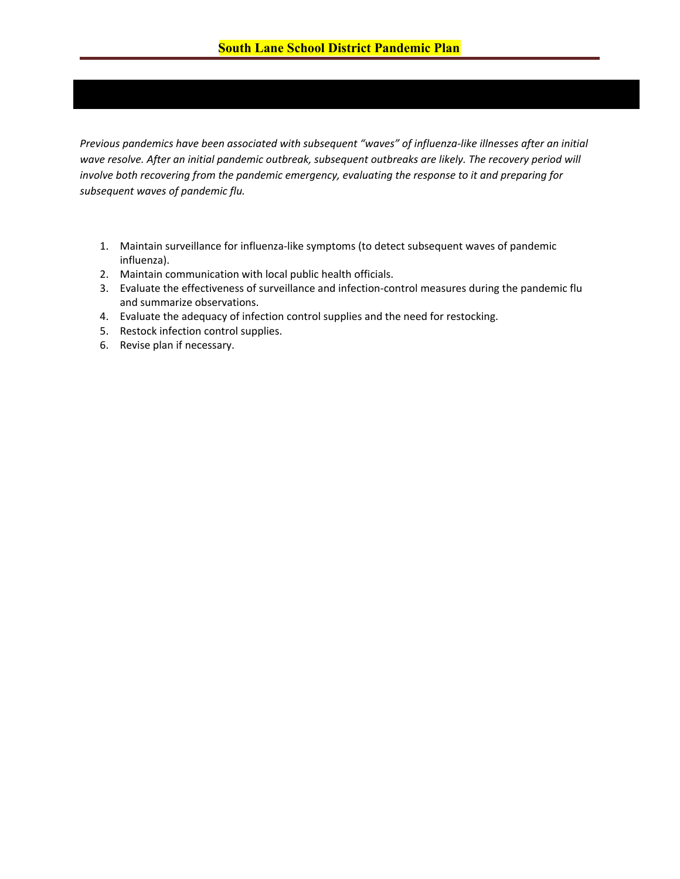*Previous pandemics have been associated with subsequent "waves" of influenza-like illnesses after an initial wave resolve. After an initial pandemic outbreak, subsequent outbreaks are likely. The recovery period will involve both recovering from the pandemic emergency, evaluating the response to it and preparing for subsequent waves of pandemic flu.*

1. Maintain surveillance for influenza-like symptoms (to detect subsequent waves of pandemic influenza).
2. Maintain communication with local public health officials.
3. Evaluate the effectiveness of surveillance and infection-control measures during the pandemic flu and summarize observations.
4. Evaluate the adequacy of infection control supplies and the need for restocking.
5. Restock infection control supplies.
6. Revise plan if necessary.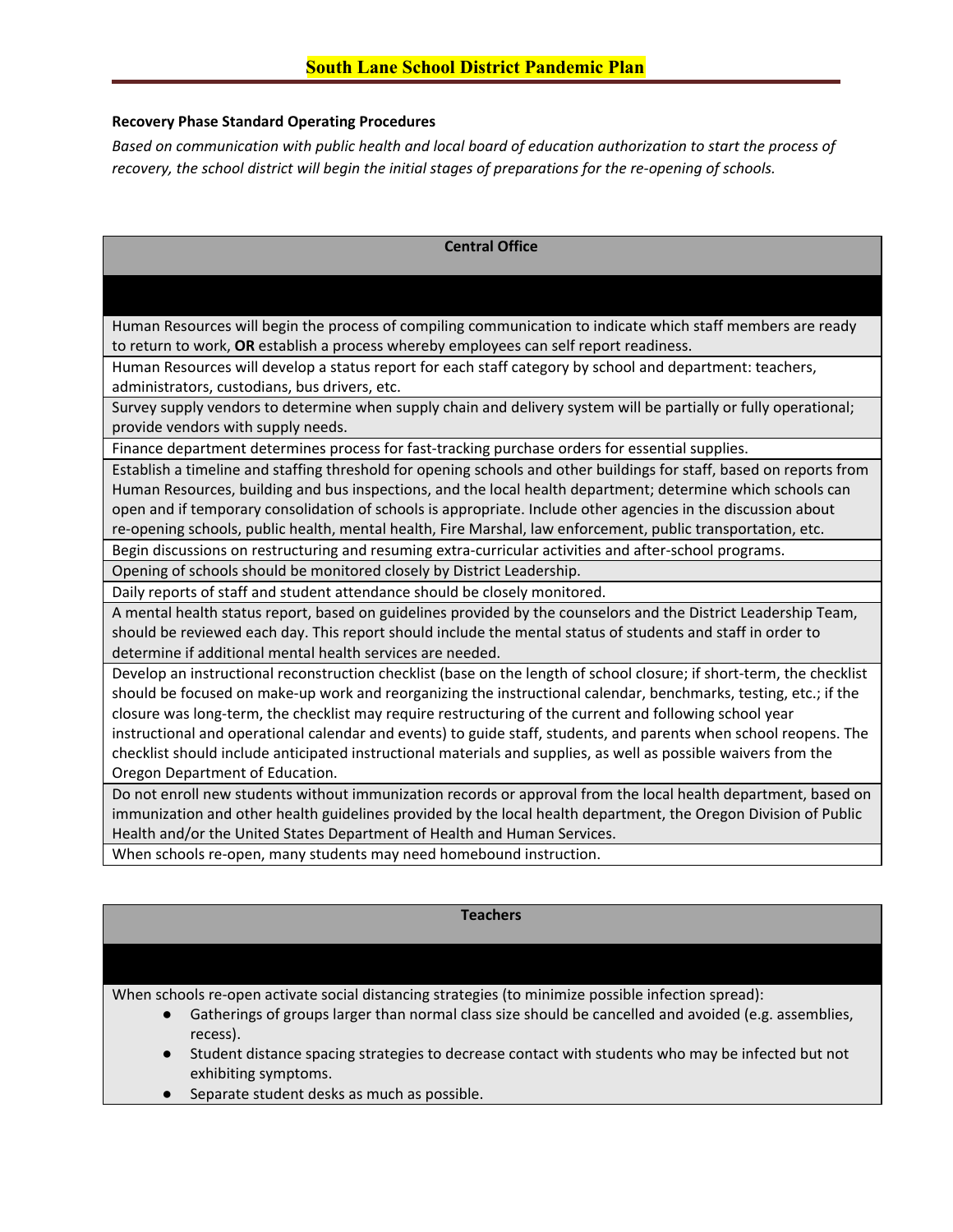## South Lane School District Pandemic Plan

**Recovery Phase Standard Operating Procedures**

*Based on communication with public health and local board of education authorization to start the process of recovery, the school district will begin the initial stages of preparations for the re-opening of schools.*

| Central Office |
|---|
| |
| Human Resources will begin the process of compiling communication to indicate which staff members are ready to return to work, **OR** establish a process whereby employees can self report readiness. |
| Human Resources will develop a status report for each staff category by school and department: teachers, administrators, custodians, bus drivers, etc. |
| Survey supply vendors to determine when supply chain and delivery system will be partially or fully operational; provide vendors with supply needs. |
| Finance department determines process for fast-tracking purchase orders for essential supplies. |
| Establish a timeline and staffing threshold for opening schools and other buildings for staff, based on reports from Human Resources, building and bus inspections, and the local health department; determine which schools can open and if temporary consolidation of schools is appropriate. Include other agencies in the discussion about re-opening schools, public health, mental health, Fire Marshal, law enforcement, public transportation, etc. |
| Begin discussions on restructuring and resuming extra-curricular activities and after-school programs. |
| Opening of schools should be monitored closely by District Leadership. |
| Daily reports of staff and student attendance should be closely monitored. |
| A mental health status report, based on guidelines provided by the counselors and the District Leadership Team, should be reviewed each day. This report should include the mental status of students and staff in order to determine if additional mental health services are needed. |
| Develop an instructional reconstruction checklist (base on the length of school closure; if short-term, the checklist should be focused on make-up work and reorganizing the instructional calendar, benchmarks, testing, etc.; if the closure was long-term, the checklist may require restructuring of the current and following school year instructional and operational calendar and events) to guide staff, students, and parents when school reopens. The checklist should include anticipated instructional materials and supplies, as well as possible waivers from the Oregon Department of Education. |
| Do not enroll new students without immunization records or approval from the local health department, based on immunization and other health guidelines provided by the local health department, the Oregon Division of Public Health and/or the United States Department of Health and Human Services. |
| When schools re-open, many students may need homebound instruction. |

| Teachers |
|---|
| |
| When schools re-open activate social distancing strategies (to minimize possible infection spread): <br>● Gatherings of groups larger than normal class size should be cancelled and avoided (e.g. assemblies, recess). <br>● Student distance spacing strategies to decrease contact with students who may be infected but not exhibiting symptoms. <br>● Separate student desks as much as possible. |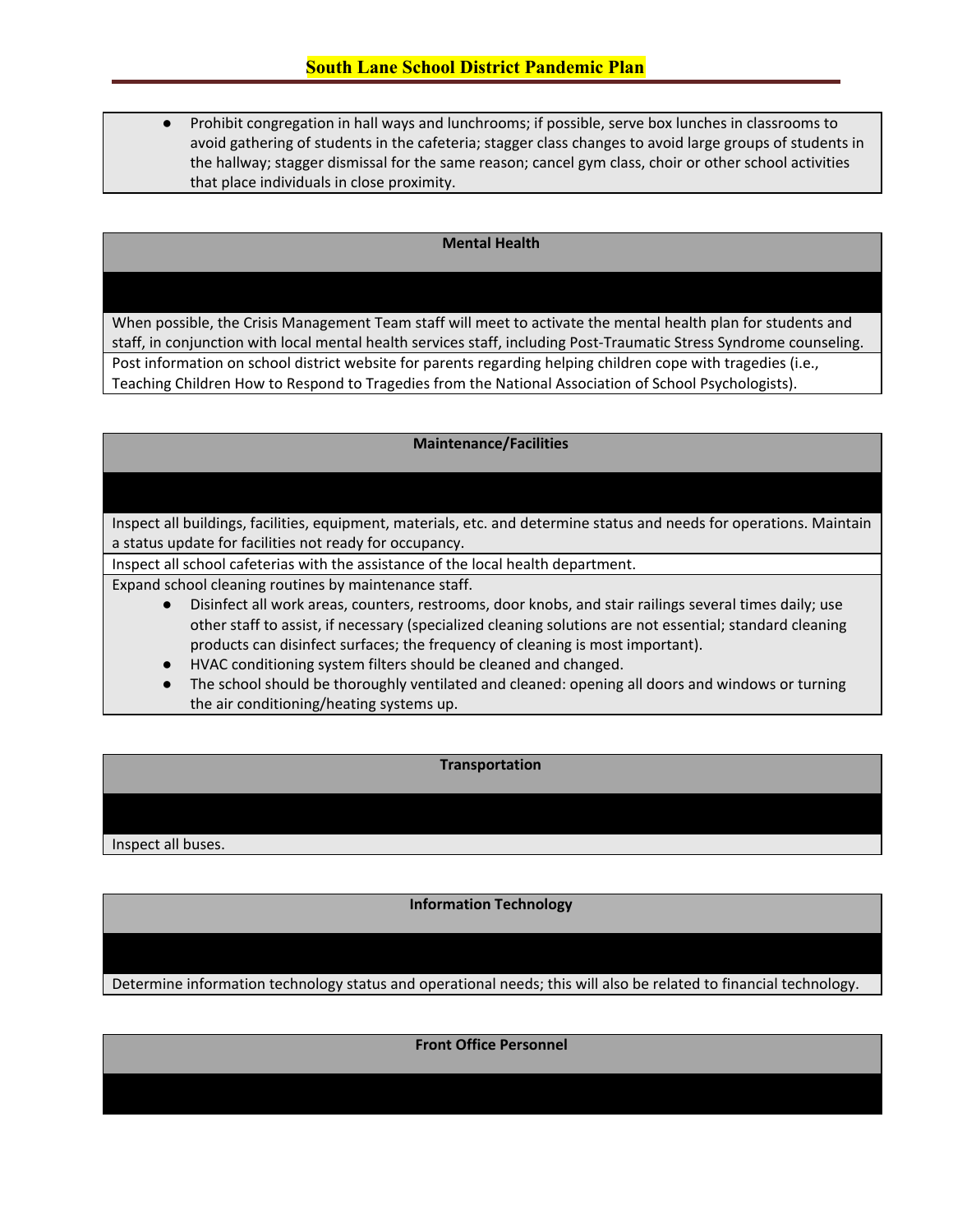- Prohibit congregation in hall ways and lunchrooms; if possible, serve box lunches in classrooms to avoid gathering of students in the cafeteria; stagger class changes to avoid large groups of students in the hallway; stagger dismissal for the same reason; cancel gym class, choir or other school activities that place individuals in close proximity.

| **Mental Health** |
| --- |
| |
| When possible, the Crisis Management Team staff will meet to activate the mental health plan for students and staff, in conjunction with local mental health services staff, including Post-Traumatic Stress Syndrome counseling. |
| Post information on school district website for parents regarding helping children cope with tragedies (i.e., Teaching Children How to Respond to Tragedies from the National Association of School Psychologists). |

| **Maintenance/Facilities** |
| --- |
| |
| Inspect all buildings, facilities, equipment, materials, etc. and determine status and needs for operations. Maintain a status update for facilities not ready for occupancy. |
| Inspect all school cafeterias with the assistance of the local health department. |
| Expand school cleaning routines by maintenance staff. <br>• Disinfect all work areas, counters, restrooms, door knobs, and stair railings several times daily; use other staff to assist, if necessary (specialized cleaning solutions are not essential; standard cleaning products can disinfect surfaces; the frequency of cleaning is most important). <br>• HVAC conditioning system filters should be cleaned and changed. <br>• The school should be thoroughly ventilated and cleaned: opening all doors and windows or turning the air conditioning/heating systems up. |

| **Transportation** |
| --- |
| |
| Inspect all buses. |

| **Information Technology** |
| --- |
| |
| Determine information technology status and operational needs; this will also be related to financial technology. |

| **Front Office Personnel** |
| --- |
| |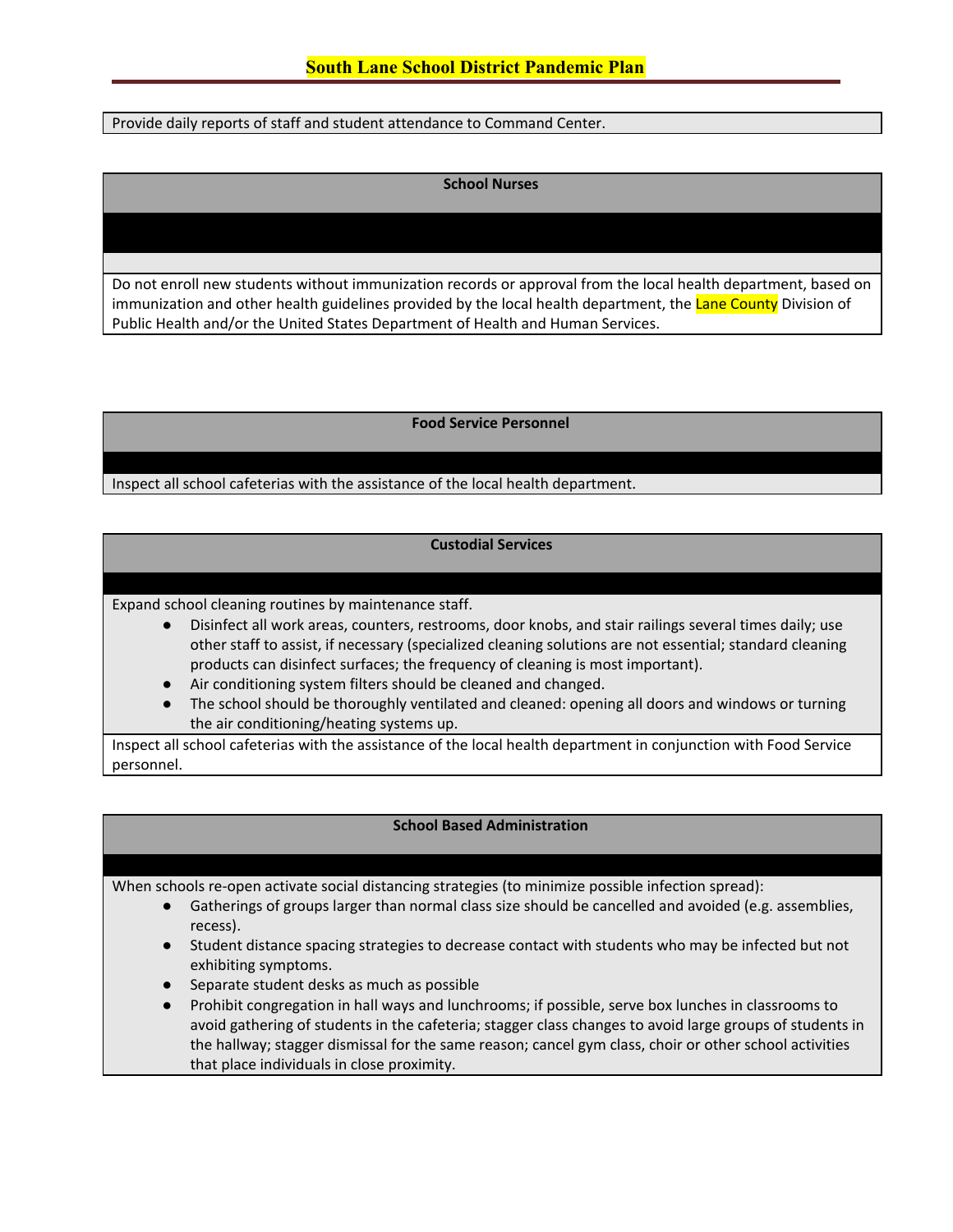Provide daily reports of staff and student attendance to Command Center.

**School Nurses**

Do not enroll new students without immunization records or approval from the local health department, based on immunization and other health guidelines provided by the local health department, the Lane County Division of Public Health and/or the United States Department of Health and Human Services.

**Food Service Personnel**

Inspect all school cafeterias with the assistance of the local health department.

**Custodial Services**

Expand school cleaning routines by maintenance staff.

- Disinfect all work areas, counters, restrooms, door knobs, and stair railings several times daily; use other staff to assist, if necessary (specialized cleaning solutions are not essential; standard cleaning products can disinfect surfaces; the frequency of cleaning is most important).
- Air conditioning system filters should be cleaned and changed.
- The school should be thoroughly ventilated and cleaned: opening all doors and windows or turning the air conditioning/heating systems up.

Inspect all school cafeterias with the assistance of the local health department in conjunction with Food Service personnel.

**School Based Administration**

When schools re-open activate social distancing strategies (to minimize possible infection spread):

- Gatherings of groups larger than normal class size should be cancelled and avoided (e.g. assemblies, recess).
- Student distance spacing strategies to decrease contact with students who may be infected but not exhibiting symptoms.
- Separate student desks as much as possible
- Prohibit congregation in hall ways and lunchrooms; if possible, serve box lunches in classrooms to avoid gathering of students in the cafeteria; stagger class changes to avoid large groups of students in the hallway; stagger dismissal for the same reason; cancel gym class, choir or other school activities that place individuals in close proximity.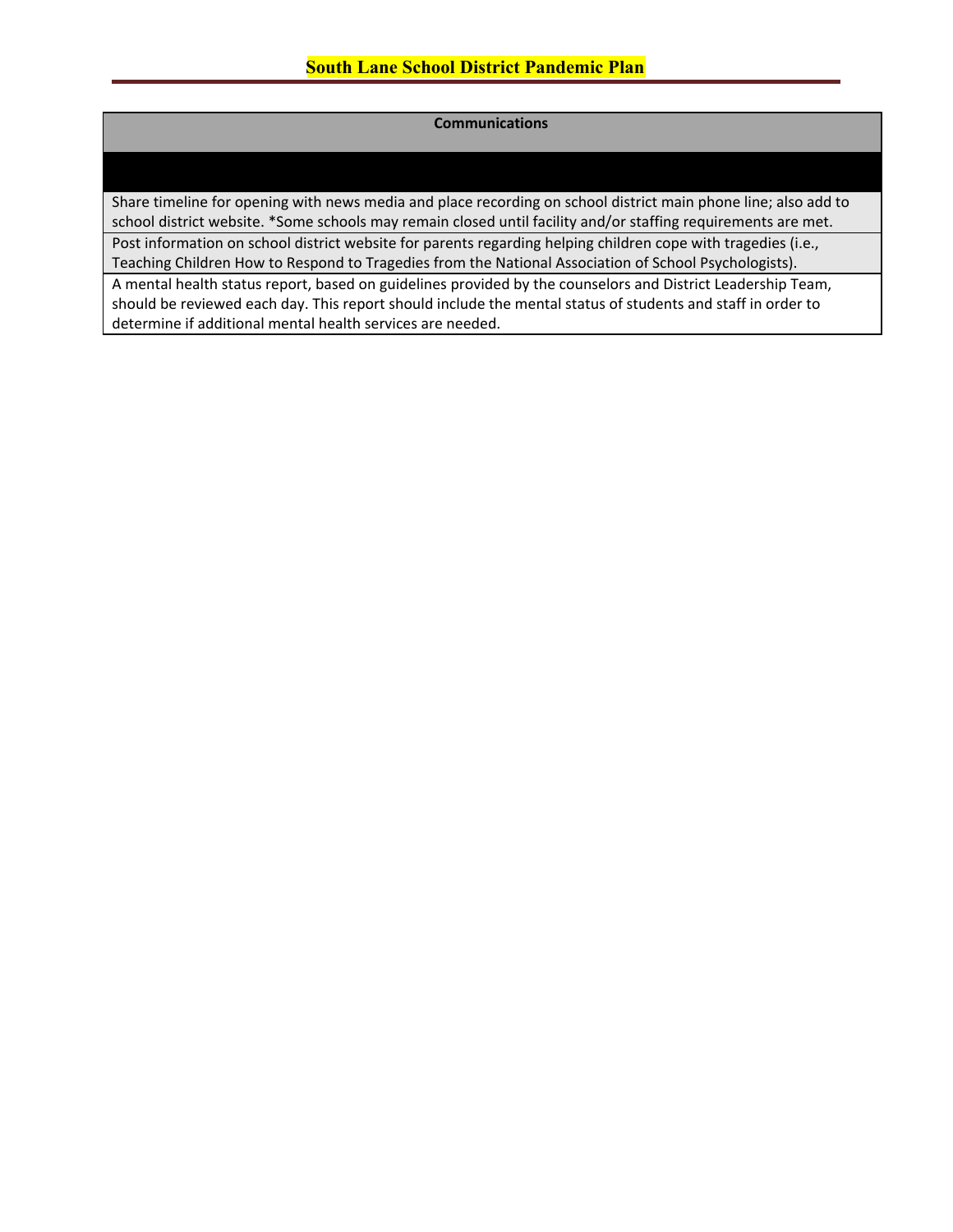| Communications |
| --- |
| |
| Share timeline for opening with news media and place recording on school district main phone line; also add to school district website. *Some schools may remain closed until facility and/or staffing requirements are met. |
| Post information on school district website for parents regarding helping children cope with tragedies (i.e., Teaching Children How to Respond to Tragedies from the National Association of School Psychologists). |
| A mental health status report, based on guidelines provided by the counselors and District Leadership Team, should be reviewed each day. This report should include the mental status of students and staff in order to determine if additional mental health services are needed. |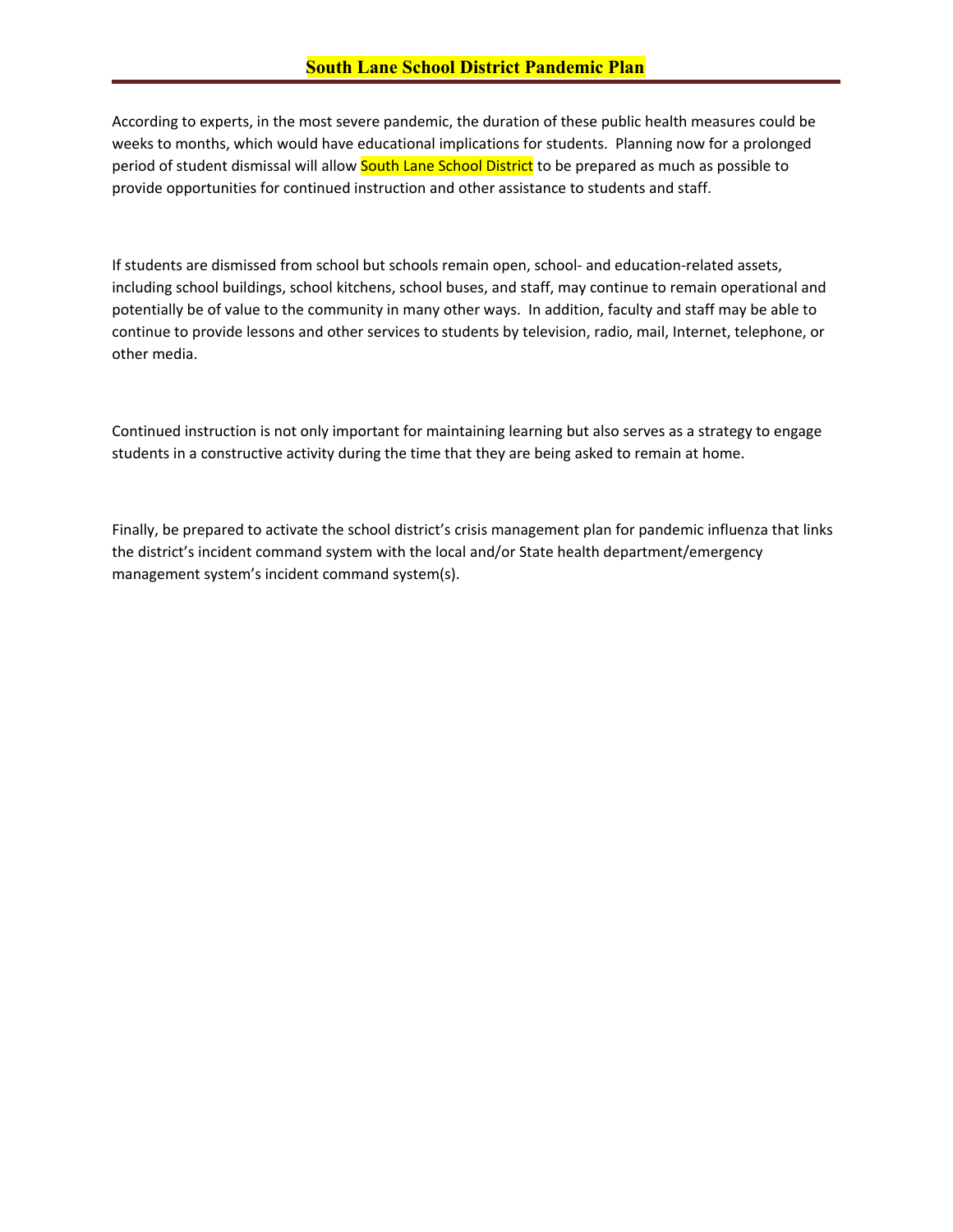# South Lane School District Pandemic Plan

According to experts, in the most severe pandemic, the duration of these public health measures could be weeks to months, which would have educational implications for students. Planning now for a prolonged period of student dismissal will allow South Lane School District to be prepared as much as possible to provide opportunities for continued instruction and other assistance to students and staff.

If students are dismissed from school but schools remain open, school- and education-related assets, including school buildings, school kitchens, school buses, and staff, may continue to remain operational and potentially be of value to the community in many other ways. In addition, faculty and staff may be able to continue to provide lessons and other services to students by television, radio, mail, Internet, telephone, or other media.

Continued instruction is not only important for maintaining learning but also serves as a strategy to engage students in a constructive activity during the time that they are being asked to remain at home.

Finally, be prepared to activate the school district's crisis management plan for pandemic influenza that links the district's incident command system with the local and/or State health department/emergency management system's incident command system(s).